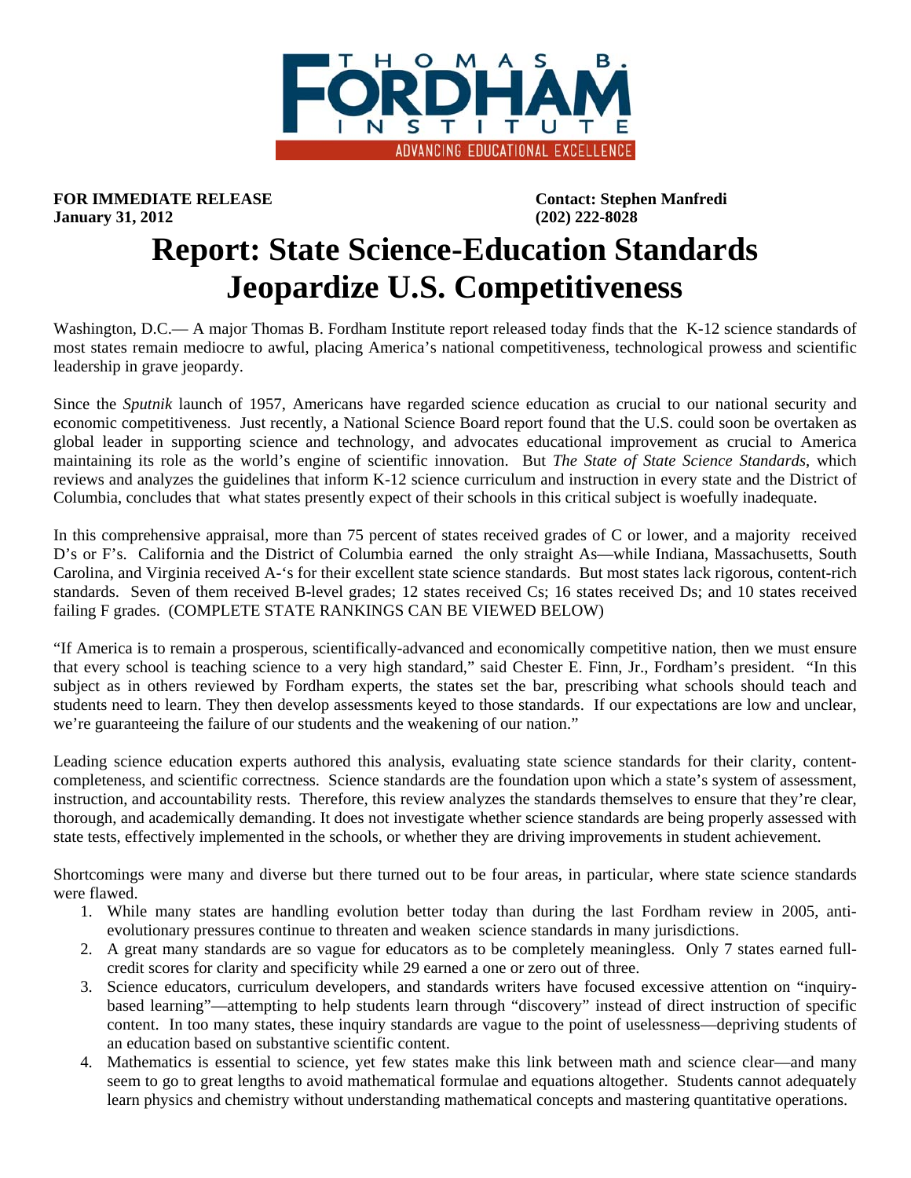**FOR IMMEDIATE RELEASE**
**January 31, 2012**

**Contact: Stephen Manfredi**
**(202) 222-8028**

# Report: State Science-Education Standards Jeopardize U.S. Competitiveness

Washington, D.C.— A major Thomas B. Fordham Institute report released today finds that the K-12 science standards of most states remain mediocre to awful, placing America's national competitiveness, technological prowess and scientific leadership in grave jeopardy.

Since the *Sputnik* launch of 1957, Americans have regarded science education as crucial to our national security and economic competitiveness. Just recently, a National Science Board report found that the U.S. could soon be overtaken as global leader in supporting science and technology, and advocates educational improvement as crucial to America maintaining its role as the world's engine of scientific innovation. But *The State of State Science Standards*, which reviews and analyzes the guidelines that inform K-12 science curriculum and instruction in every state and the District of Columbia, concludes that what states presently expect of their schools in this critical subject is woefully inadequate.

In this comprehensive appraisal, more than 75 percent of states received grades of C or lower, and a majority received D's or F's. California and the District of Columbia earned the only straight As—while Indiana, Massachusetts, South Carolina, and Virginia received A-'s for their excellent state science standards. But most states lack rigorous, content-rich standards. Seven of them received B-level grades; 12 states received Cs; 16 states received Ds; and 10 states received failing F grades. (COMPLETE STATE RANKINGS CAN BE VIEWED BELOW)

"If America is to remain a prosperous, scientifically-advanced and economically competitive nation, then we must ensure that every school is teaching science to a very high standard," said Chester E. Finn, Jr., Fordham's president. "In this subject as in others reviewed by Fordham experts, the states set the bar, prescribing what schools should teach and students need to learn. They then develop assessments keyed to those standards. If our expectations are low and unclear, we're guaranteeing the failure of our students and the weakening of our nation."

Leading science education experts authored this analysis, evaluating state science standards for their clarity, content-completeness, and scientific correctness. Science standards are the foundation upon which a state's system of assessment, instruction, and accountability rests. Therefore, this review analyzes the standards themselves to ensure that they're clear, thorough, and academically demanding. It does not investigate whether science standards are being properly assessed with state tests, effectively implemented in the schools, or whether they are driving improvements in student achievement.

Shortcomings were many and diverse but there turned out to be four areas, in particular, where state science standards were flawed.

1. While many states are handling evolution better today than during the last Fordham review in 2005, anti-evolutionary pressures continue to threaten and weaken science standards in many jurisdictions.
2. A great many standards are so vague for educators as to be completely meaningless. Only 7 states earned full-credit scores for clarity and specificity while 29 earned a one or zero out of three.
3. Science educators, curriculum developers, and standards writers have focused excessive attention on "inquiry-based learning"—attempting to help students learn through "discovery" instead of direct instruction of specific content. In too many states, these inquiry standards are vague to the point of uselessness—depriving students of an education based on substantive scientific content.
4. Mathematics is essential to science, yet few states make this link between math and science clear—and many seem to go to great lengths to avoid mathematical formulae and equations altogether. Students cannot adequately learn physics and chemistry without understanding mathematical concepts and mastering quantitative operations.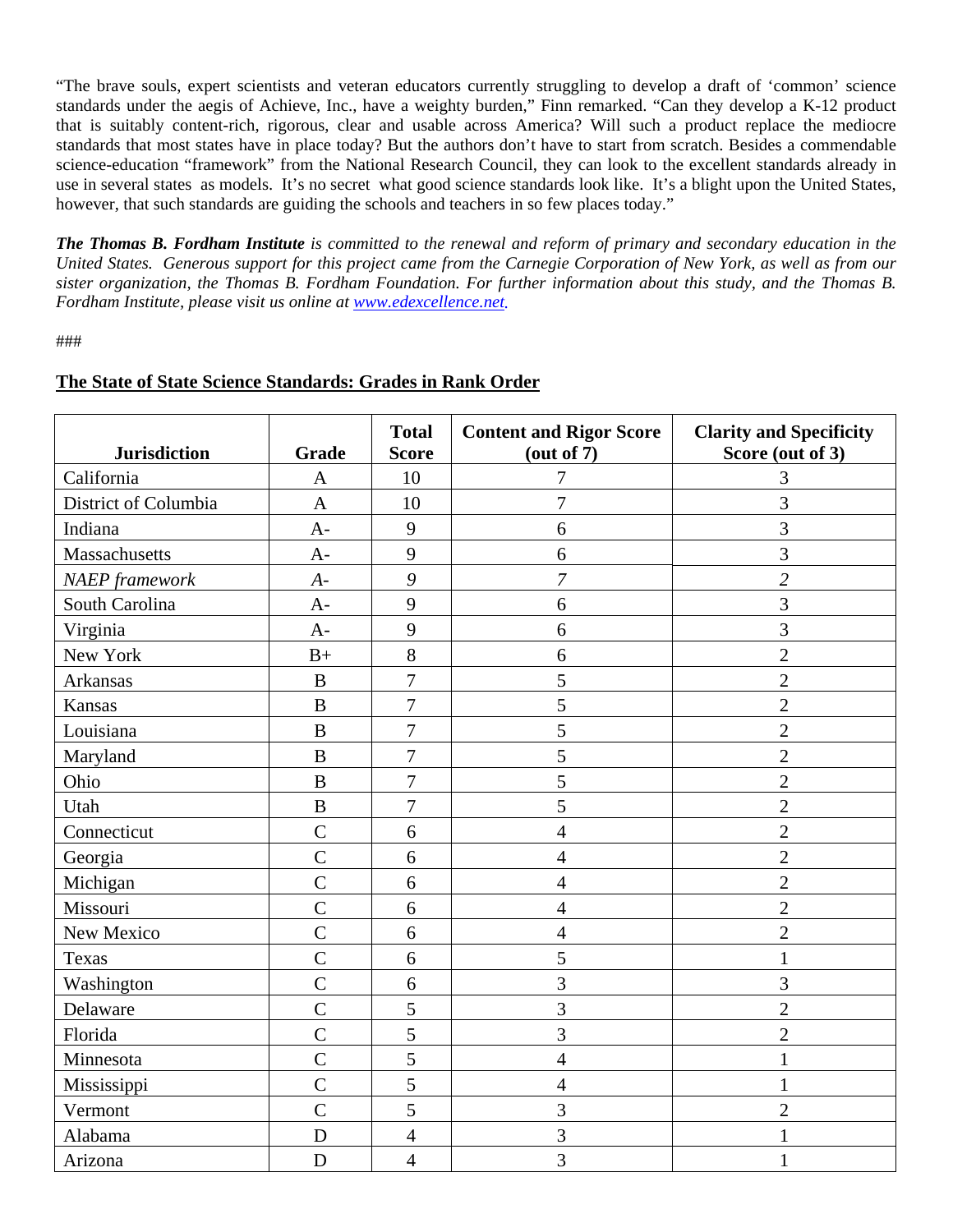"The brave souls, expert scientists and veteran educators currently struggling to develop a draft of 'common' science standards under the aegis of Achieve, Inc., have a weighty burden," Finn remarked. "Can they develop a K-12 product that is suitably content-rich, rigorous, clear and usable across America? Will such a product replace the mediocre standards that most states have in place today? But the authors don't have to start from scratch. Besides a commendable science-education "framework" from the National Research Council, they can look to the excellent standards already in use in several states as models. It's no secret what good science standards look like. It's a blight upon the United States, however, that such standards are guiding the schools and teachers in so few places today."

***The Thomas B. Fordham Institute** is committed to the renewal and reform of primary and secondary education in the United States. Generous support for this project came from the Carnegie Corporation of New York, as well as from our sister organization, the Thomas B. Fordham Foundation. For further information about this study, and the Thomas B. Fordham Institute, please visit us online at [www.edexcellence.net](http://www.edexcellence.net).*

###

## The State of State Science Standards: Grades in Rank Order

| Jurisdiction | Grade | Total Score | Content and Rigor Score (out of 7) | Clarity and Specificity Score (out of 3) |
|---|---|---|---|---|
| California | A | 10 | 7 | 3 |
| District of Columbia | A | 10 | 7 | 3 |
| Indiana | A- | 9 | 6 | 3 |
| Massachusetts | A- | 9 | 6 | 3 |
| *NAEP framework* | *A-* | *9* | *7* | *2* |
| South Carolina | A- | 9 | 6 | 3 |
| Virginia | A- | 9 | 6 | 3 |
| New York | B+ | 8 | 6 | 2 |
| Arkansas | B | 7 | 5 | 2 |
| Kansas | B | 7 | 5 | 2 |
| Louisiana | B | 7 | 5 | 2 |
| Maryland | B | 7 | 5 | 2 |
| Ohio | B | 7 | 5 | 2 |
| Utah | B | 7 | 5 | 2 |
| Connecticut | C | 6 | 4 | 2 |
| Georgia | C | 6 | 4 | 2 |
| Michigan | C | 6 | 4 | 2 |
| Missouri | C | 6 | 4 | 2 |
| New Mexico | C | 6 | 4 | 2 |
| Texas | C | 6 | 5 | 1 |
| Washington | C | 6 | 3 | 3 |
| Delaware | C | 5 | 3 | 2 |
| Florida | C | 5 | 3 | 2 |
| Minnesota | C | 5 | 4 | 1 |
| Mississippi | C | 5 | 4 | 1 |
| Vermont | C | 5 | 3 | 2 |
| Alabama | D | 4 | 3 | 1 |
| Arizona | D | 4 | 3 | 1 |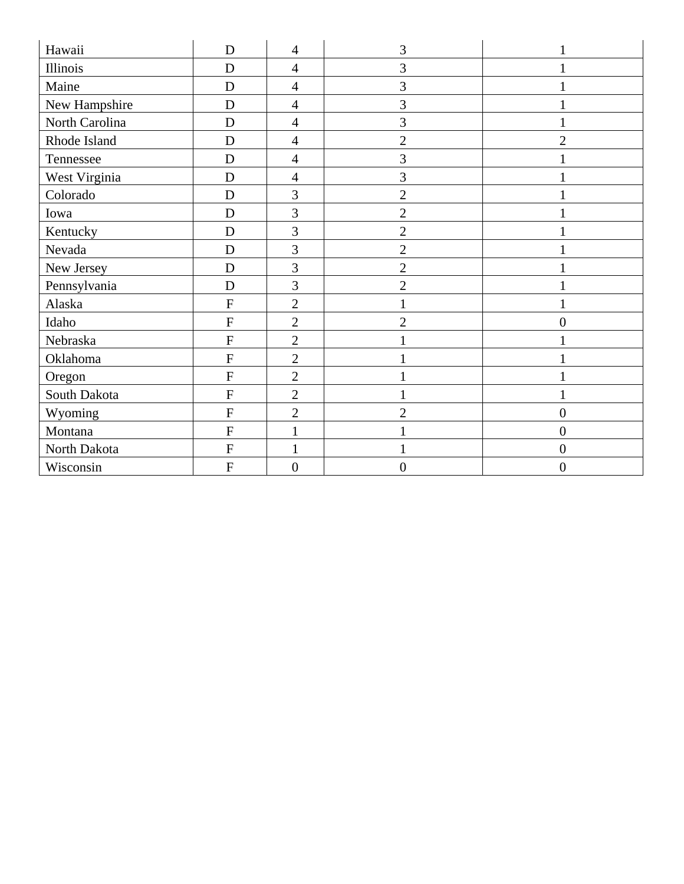| | | | | |
|---|---|---|---|---|
| Hawaii | D | 4 | 3 | 1 |
| Illinois | D | 4 | 3 | 1 |
| Maine | D | 4 | 3 | 1 |
| New Hampshire | D | 4 | 3 | 1 |
| North Carolina | D | 4 | 3 | 1 |
| Rhode Island | D | 4 | 2 | 2 |
| Tennessee | D | 4 | 3 | 1 |
| West Virginia | D | 4 | 3 | 1 |
| Colorado | D | 3 | 2 | 1 |
| Iowa | D | 3 | 2 | 1 |
| Kentucky | D | 3 | 2 | 1 |
| Nevada | D | 3 | 2 | 1 |
| New Jersey | D | 3 | 2 | 1 |
| Pennsylvania | D | 3 | 2 | 1 |
| Alaska | F | 2 | 1 | 1 |
| Idaho | F | 2 | 2 | 0 |
| Nebraska | F | 2 | 1 | 1 |
| Oklahoma | F | 2 | 1 | 1 |
| Oregon | F | 2 | 1 | 1 |
| South Dakota | F | 2 | 1 | 1 |
| Wyoming | F | 2 | 2 | 0 |
| Montana | F | 1 | 1 | 0 |
| North Dakota | F | 1 | 1 | 0 |
| Wisconsin | F | 0 | 0 | 0 |